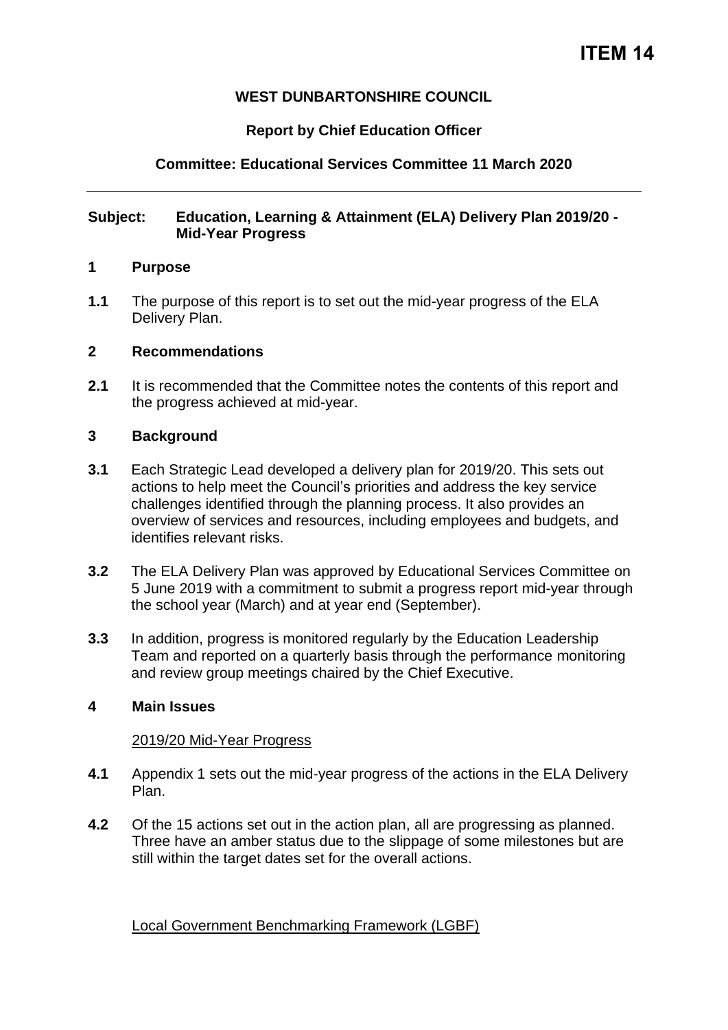**ITEM 14**

**WEST DUNBARTONSHIRE COUNCIL**

**Report by Chief Education Officer**

**Committee: Educational Services Committee 11 March 2020**

---

**Subject: Education, Learning & Attainment (ELA) Delivery Plan 2019/20 - Mid-Year Progress**

## 1 Purpose

**1.1** The purpose of this report is to set out the mid-year progress of the ELA Delivery Plan.

## 2 Recommendations

**2.1** It is recommended that the Committee notes the contents of this report and the progress achieved at mid-year.

## 3 Background

**3.1** Each Strategic Lead developed a delivery plan for 2019/20. This sets out actions to help meet the Council's priorities and address the key service challenges identified through the planning process. It also provides an overview of services and resources, including employees and budgets, and identifies relevant risks.

**3.2** The ELA Delivery Plan was approved by Educational Services Committee on 5 June 2019 with a commitment to submit a progress report mid-year through the school year (March) and at year end (September).

**3.3** In addition, progress is monitored regularly by the Education Leadership Team and reported on a quarterly basis through the performance monitoring and review group meetings chaired by the Chief Executive.

## 4 Main Issues

2019/20 Mid-Year Progress

**4.1** Appendix 1 sets out the mid-year progress of the actions in the ELA Delivery Plan.

**4.2** Of the 15 actions set out in the action plan, all are progressing as planned. Three have an amber status due to the slippage of some milestones but are still within the target dates set for the overall actions.

Local Government Benchmarking Framework (LGBF)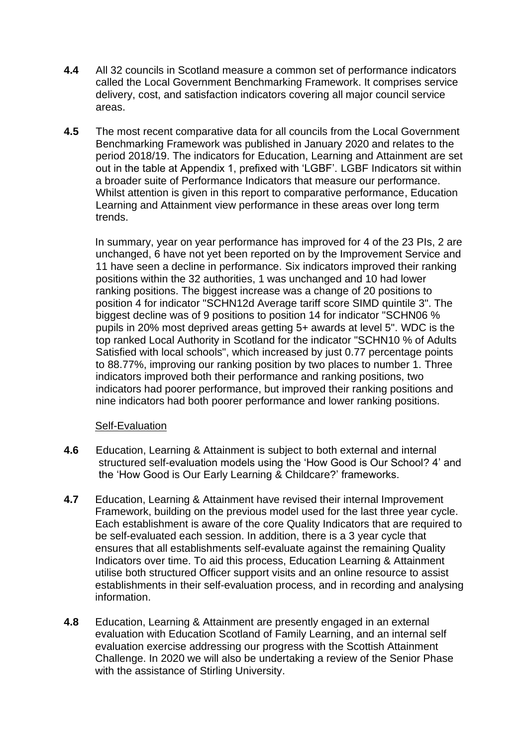**4.4** All 32 councils in Scotland measure a common set of performance indicators called the Local Government Benchmarking Framework. It comprises service delivery, cost, and satisfaction indicators covering all major council service areas.

**4.5** The most recent comparative data for all councils from the Local Government Benchmarking Framework was published in January 2020 and relates to the period 2018/19. The indicators for Education, Learning and Attainment are set out in the table at Appendix 1, prefixed with 'LGBF'. LGBF Indicators sit within a broader suite of Performance Indicators that measure our performance. Whilst attention is given in this report to comparative performance, Education Learning and Attainment view performance in these areas over long term trends.

In summary, year on year performance has improved for 4 of the 23 PIs, 2 are unchanged, 6 have not yet been reported on by the Improvement Service and 11 have seen a decline in performance. Six indicators improved their ranking positions within the 32 authorities, 1 was unchanged and 10 had lower ranking positions. The biggest increase was a change of 20 positions to position 4 for indicator "SCHN12d Average tariff score SIMD quintile 3". The biggest decline was of 9 positions to position 14 for indicator "SCHN06 % pupils in 20% most deprived areas getting 5+ awards at level 5". WDC is the top ranked Local Authority in Scotland for the indicator "SCHN10 % of Adults Satisfied with local schools", which increased by just 0.77 percentage points to 88.77%, improving our ranking position by two places to number 1. Three indicators improved both their performance and ranking positions, two indicators had poorer performance, but improved their ranking positions and nine indicators had both poorer performance and lower ranking positions.

Self-Evaluation

**4.6** Education, Learning & Attainment is subject to both external and internal structured self-evaluation models using the 'How Good is Our School? 4' and the 'How Good is Our Early Learning & Childcare?' frameworks.

**4.7** Education, Learning & Attainment have revised their internal Improvement Framework, building on the previous model used for the last three year cycle. Each establishment is aware of the core Quality Indicators that are required to be self-evaluated each session. In addition, there is a 3 year cycle that ensures that all establishments self-evaluate against the remaining Quality Indicators over time. To aid this process, Education Learning & Attainment utilise both structured Officer support visits and an online resource to assist establishments in their self-evaluation process, and in recording and analysing information.

**4.8** Education, Learning & Attainment are presently engaged in an external evaluation with Education Scotland of Family Learning, and an internal self evaluation exercise addressing our progress with the Scottish Attainment Challenge. In 2020 we will also be undertaking a review of the Senior Phase with the assistance of Stirling University.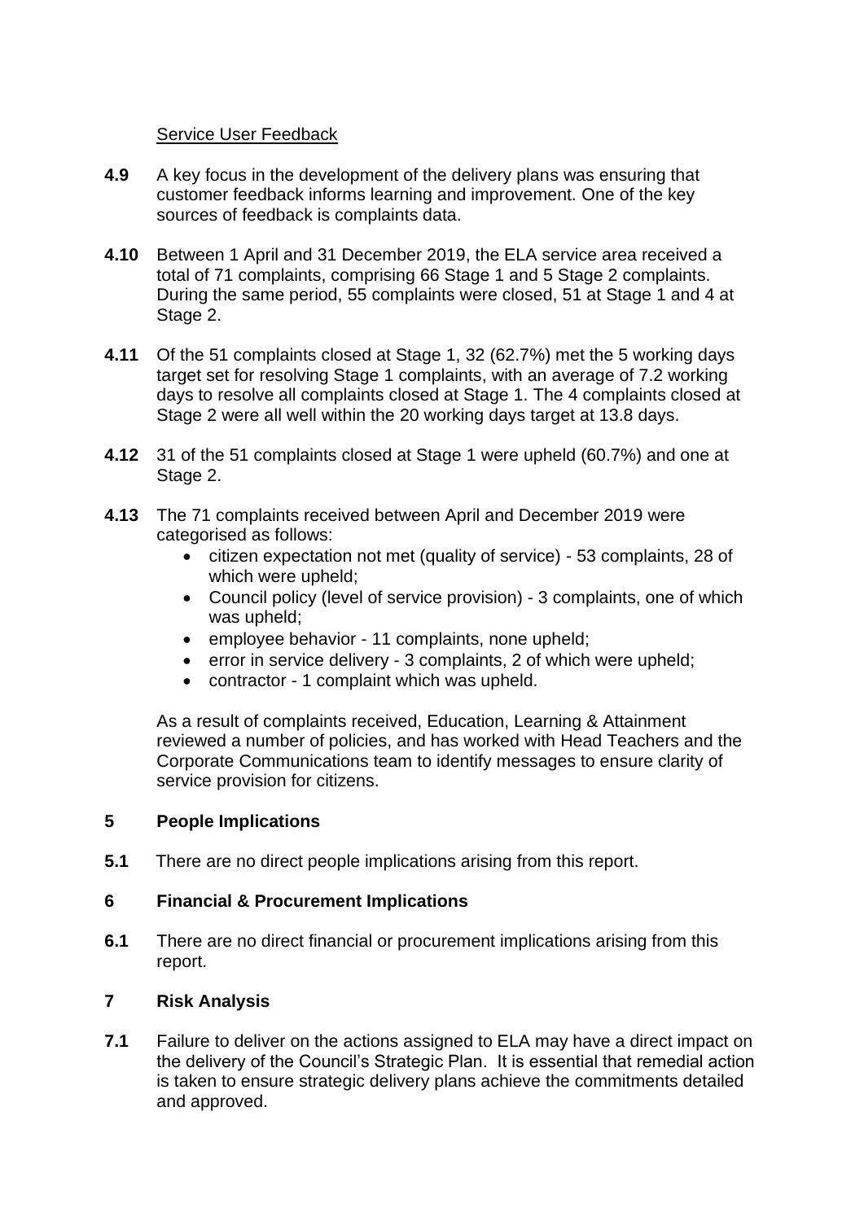Service User Feedback

**4.9** A key focus in the development of the delivery plans was ensuring that customer feedback informs learning and improvement. One of the key sources of feedback is complaints data.

**4.10** Between 1 April and 31 December 2019, the ELA service area received a total of 71 complaints, comprising 66 Stage 1 and 5 Stage 2 complaints. During the same period, 55 complaints were closed, 51 at Stage 1 and 4 at Stage 2.

**4.11** Of the 51 complaints closed at Stage 1, 32 (62.7%) met the 5 working days target set for resolving Stage 1 complaints, with an average of 7.2 working days to resolve all complaints closed at Stage 1. The 4 complaints closed at Stage 2 were all well within the 20 working days target at 13.8 days.

**4.12** 31 of the 51 complaints closed at Stage 1 were upheld (60.7%) and one at Stage 2.

**4.13** The 71 complaints received between April and December 2019 were categorised as follows:

- citizen expectation not met (quality of service) - 53 complaints, 28 of which were upheld;
- Council policy (level of service provision) - 3 complaints, one of which was upheld;
- employee behavior - 11 complaints, none upheld;
- error in service delivery - 3 complaints, 2 of which were upheld;
- contractor - 1 complaint which was upheld.

As a result of complaints received, Education, Learning & Attainment reviewed a number of policies, and has worked with Head Teachers and the Corporate Communications team to identify messages to ensure clarity of service provision for citizens.

## 5 People Implications

**5.1** There are no direct people implications arising from this report.

## 6 Financial & Procurement Implications

**6.1** There are no direct financial or procurement implications arising from this report.

## 7 Risk Analysis

**7.1** Failure to deliver on the actions assigned to ELA may have a direct impact on the delivery of the Council's Strategic Plan. It is essential that remedial action is taken to ensure strategic delivery plans achieve the commitments detailed and approved.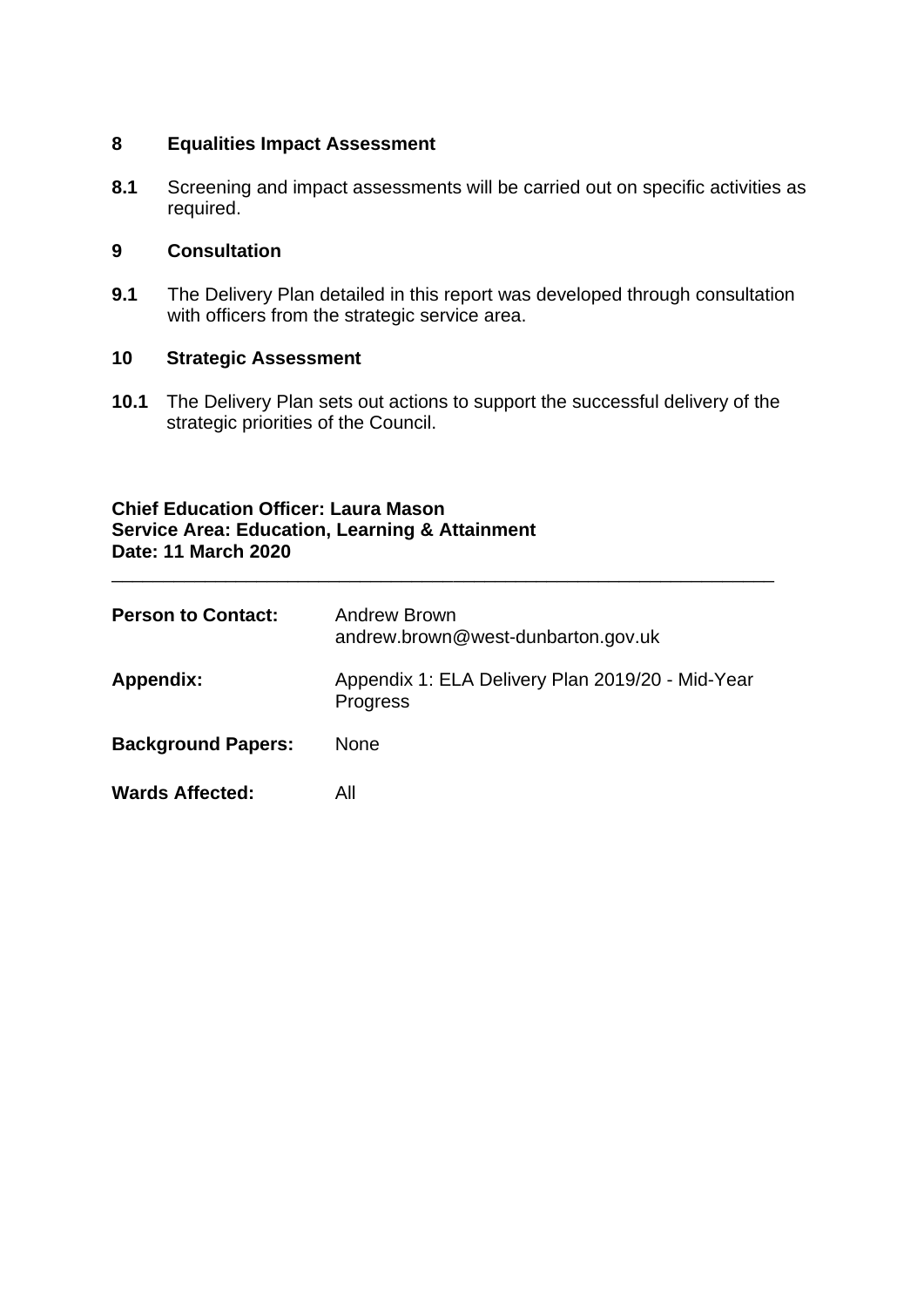## 8 Equalities Impact Assessment

**8.1** Screening and impact assessments will be carried out on specific activities as required.

## 9 Consultation

**9.1** The Delivery Plan detailed in this report was developed through consultation with officers from the strategic service area.

## 10 Strategic Assessment

**10.1** The Delivery Plan sets out actions to support the successful delivery of the strategic priorities of the Council.

**Chief Education Officer: Laura Mason**
**Service Area: Education, Learning & Attainment**
**Date: 11 March 2020**

---

| | |
|---|---|
| **Person to Contact:** | Andrew Brown<br>andrew.brown@west-dunbarton.gov.uk |
| **Appendix:** | Appendix 1: ELA Delivery Plan 2019/20 - Mid-Year Progress |
| **Background Papers:** | None |
| **Wards Affected:** | All |